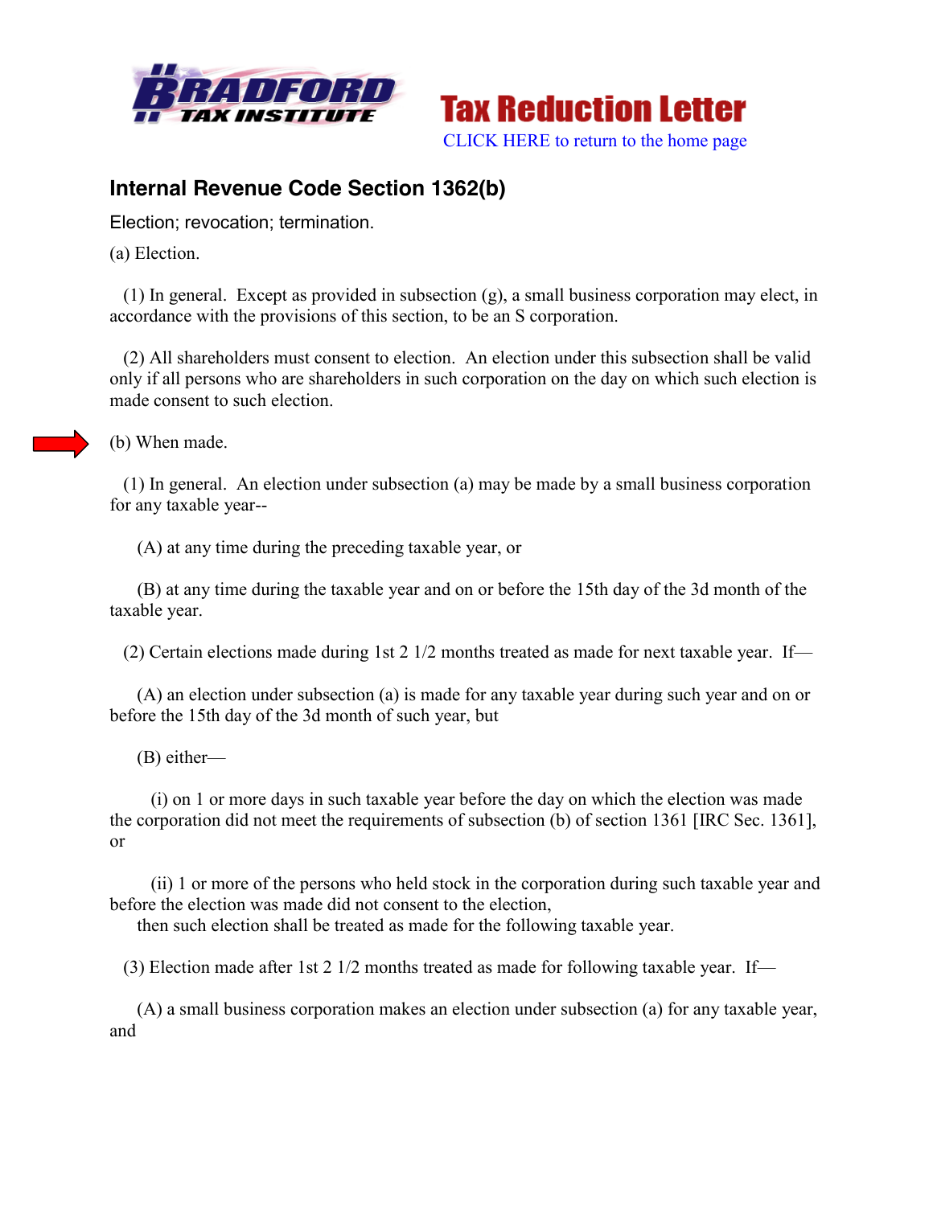Bradford Tax Institute

# Tax Reduction Letter

CLICK HERE to return to the home page

## Internal Revenue Code Section 1362(b)

Election; revocation; termination.

(a) Election.

(1) In general. Except as provided in subsection (g), a small business corporation may elect, in accordance with the provisions of this section, to be an S corporation.

(2) All shareholders must consent to election. An election under this subsection shall be valid only if all persons who are shareholders in such corporation on the day on which such election is made consent to such election.

(b) When made.

(1) In general. An election under subsection (a) may be made by a small business corporation for any taxable year--

(A) at any time during the preceding taxable year, or

(B) at any time during the taxable year and on or before the 15th day of the 3d month of the taxable year.

(2) Certain elections made during 1st 2 1/2 months treated as made for next taxable year. If—

(A) an election under subsection (a) is made for any taxable year during such year and on or before the 15th day of the 3d month of such year, but

(B) either—

(i) on 1 or more days in such taxable year before the day on which the election was made the corporation did not meet the requirements of subsection (b) of section 1361 [IRC Sec. 1361], or

(ii) 1 or more of the persons who held stock in the corporation during such taxable year and before the election was made did not consent to the election,

then such election shall be treated as made for the following taxable year.

(3) Election made after 1st 2 1/2 months treated as made for following taxable year. If—

(A) a small business corporation makes an election under subsection (a) for any taxable year, and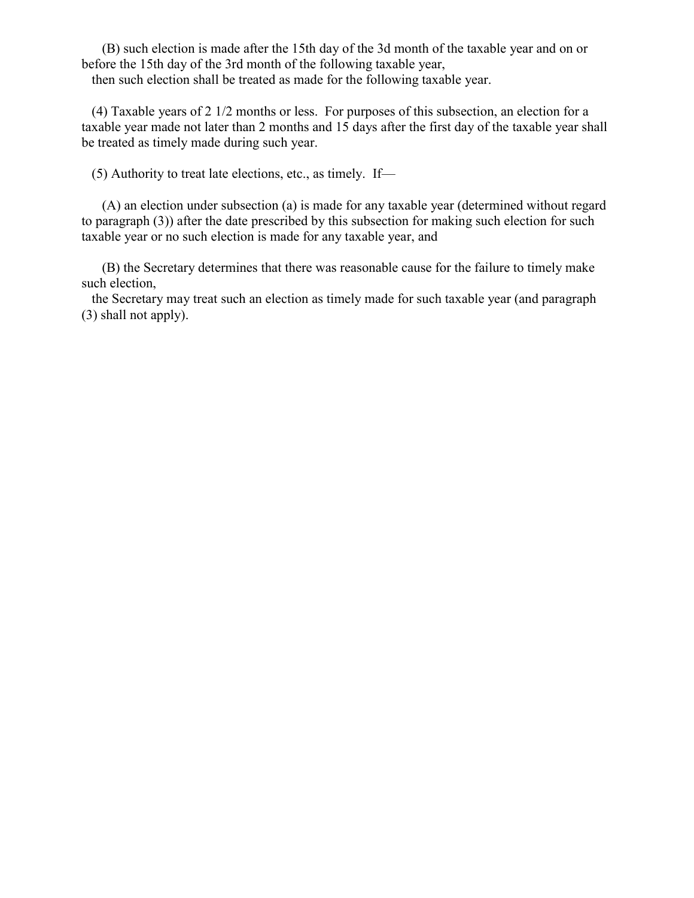(B) such election is made after the 15th day of the 3d month of the taxable year and on or before the 15th day of the 3rd month of the following taxable year,

then such election shall be treated as made for the following taxable year.

(4) Taxable years of 2 1/2 months or less. For purposes of this subsection, an election for a taxable year made not later than 2 months and 15 days after the first day of the taxable year shall be treated as timely made during such year.

(5) Authority to treat late elections, etc., as timely. If—

(A) an election under subsection (a) is made for any taxable year (determined without regard to paragraph (3)) after the date prescribed by this subsection for making such election for such taxable year or no such election is made for any taxable year, and

(B) the Secretary determines that there was reasonable cause for the failure to timely make such election,

the Secretary may treat such an election as timely made for such taxable year (and paragraph (3) shall not apply).